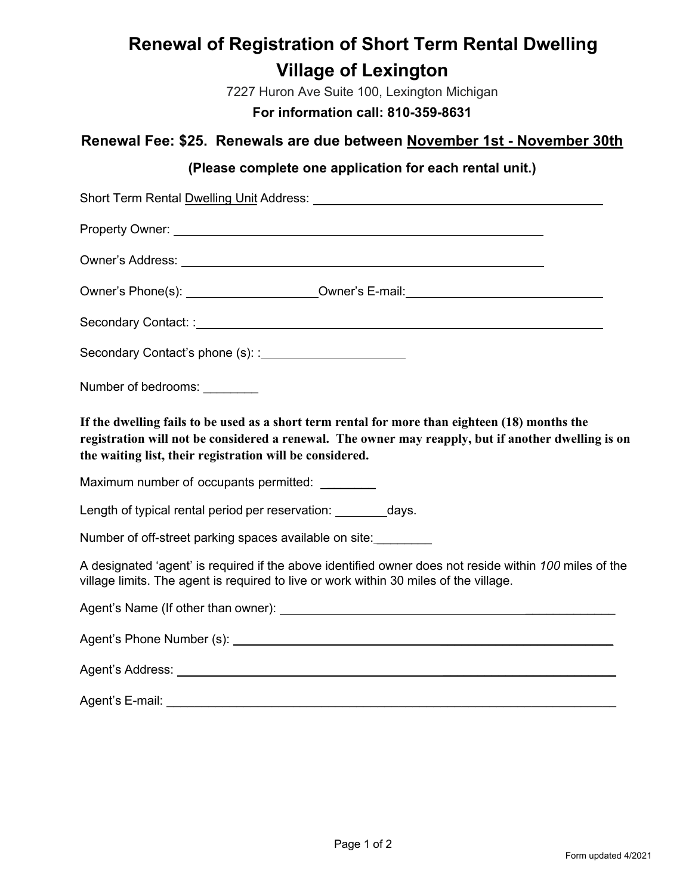# Renewal of Registration of Short Term Rental Dwelling

## Village of Lexington

7227 Huron Ave Suite 100, Lexington Michigan

**For information call: 810-359-8631**

**Renewal Fee: $25. Renewals are due between <u>November 1st - November 30th</u>**

**(Please complete one application for each rental unit.)**

Short Term Rental <u>Dwelling Unit</u> Address: ______________________________

Property Owner: ______________________________

Owner's Address: ______________________________

Owner's Phone(s): ____________________ Owner's E-mail: ______________________________

Secondary Contact: : ______________________________

Secondary Contact's phone (s): : ____________________

Number of bedrooms: ________

**If the dwelling fails to be used as a short term rental for more than eighteen (18) months the registration will not be considered a renewal. The owner may reapply, but if another dwelling is on the waiting list, their registration will be considered.**

Maximum number of occupants permitted: ________

Length of typical rental period per reservation: ________days.

Number of off-street parking spaces available on site:________

A designated 'agent' is required if the above identified owner does not reside within *100* miles of the village limits. The agent is required to live or work within 30 miles of the village.

Agent's Name (If other than owner): ______________________________

Agent's Phone Number (s): ______________________________

Agent's Address: ______________________________

Agent's E-mail: ______________________________

Form updated 4/2021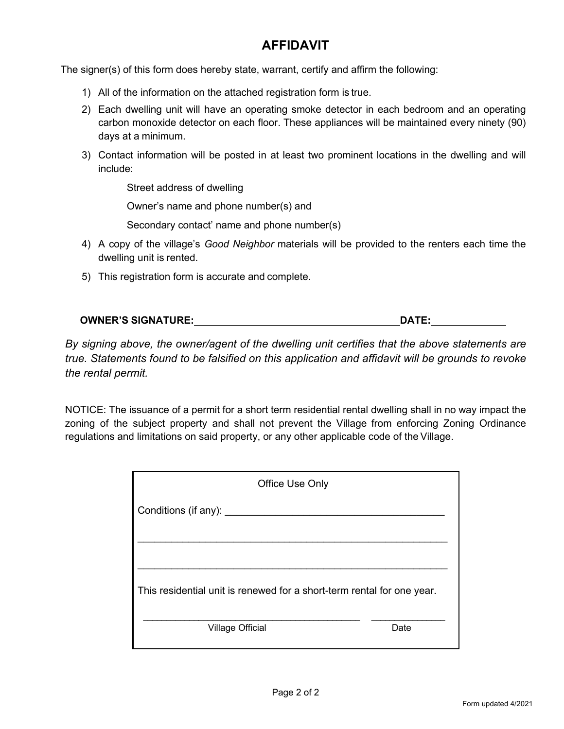# AFFIDAVIT

The signer(s) of this form does hereby state, warrant, certify and affirm the following:

1) All of the information on the attached registration form is true.
2) Each dwelling unit will have an operating smoke detector in each bedroom and an operating carbon monoxide detector on each floor. These appliances will be maintained every ninety (90) days at a minimum.
3) Contact information will be posted in at least two prominent locations in the dwelling and will include:

    Street address of dwelling

    Owner's name and phone number(s) and

    Secondary contact' name and phone number(s)

4) A copy of the village's *Good Neighbor* materials will be provided to the renters each time the dwelling unit is rented.
5) This registration form is accurate and complete.

**OWNER'S SIGNATURE:**\_\_\_\_\_\_\_\_\_\_\_\_\_\_\_\_\_\_\_\_\_\_\_\_\_\_\_\_\_\_\_\_\_\_\_\_**DATE:**\_\_\_\_\_\_\_\_\_\_\_\_\_

*By signing above, the owner/agent of the dwelling unit certifies that the above statements are true. Statements found to be falsified on this application and affidavit will be grounds to revoke the rental permit.*

NOTICE: The issuance of a permit for a short term residential rental dwelling shall in no way impact the zoning of the subject property and shall not prevent the Village from enforcing Zoning Ordinance regulations and limitations on said property, or any other applicable code of the Village.

Office Use Only

Conditions (if any): \_\_\_\_\_\_\_\_\_\_\_\_\_\_\_\_\_\_\_\_\_\_\_\_\_\_\_\_\_\_\_\_\_\_\_\_\_\_\_

\_\_\_\_\_\_\_\_\_\_\_\_\_\_\_\_\_\_\_\_\_\_\_\_\_\_\_\_\_\_\_\_\_\_\_\_\_\_\_\_\_\_\_\_\_\_\_\_\_\_\_\_\_\_\_\_

\_\_\_\_\_\_\_\_\_\_\_\_\_\_\_\_\_\_\_\_\_\_\_\_\_\_\_\_\_\_\_\_\_\_\_\_\_\_\_\_\_\_\_\_\_\_\_\_\_\_\_\_\_\_\_\_

This residential unit is renewed for a short-term rental for one year.

\_\_\_\_\_\_\_\_\_\_\_\_\_\_\_\_\_\_\_\_\_\_\_\_\_\_\_\_\_\_\_\_\_\_\_\_\_\_\_ \_\_\_\_\_\_\_\_\_\_\_\_\_\_

Village Official Date

Form updated 4/2021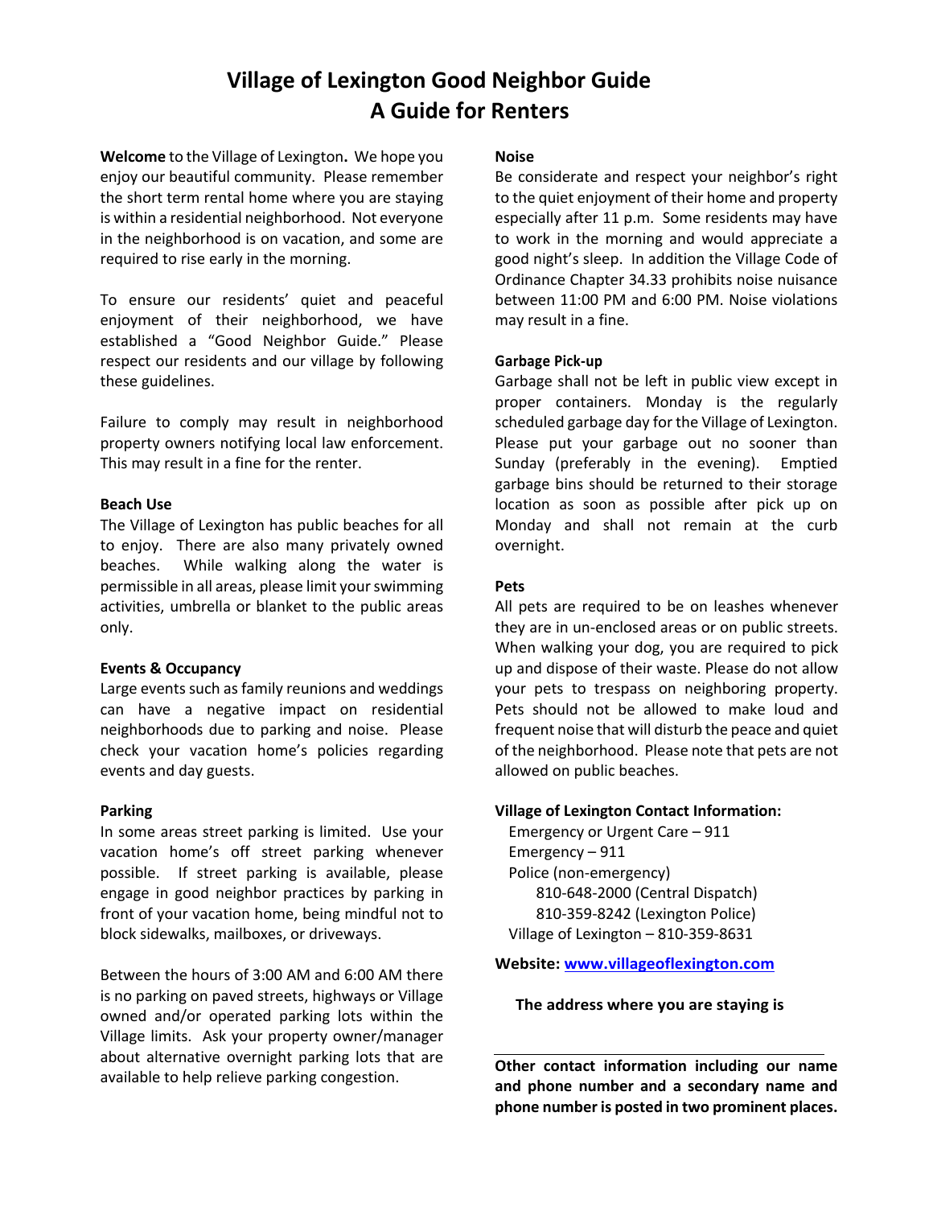# Village of Lexington Good Neighbor Guide
# A Guide for Renters

**Welcome** to the Village of Lexington**.** We hope you enjoy our beautiful community. Please remember the short term rental home where you are staying is within a residential neighborhood. Not everyone in the neighborhood is on vacation, and some are required to rise early in the morning.

To ensure our residents' quiet and peaceful enjoyment of their neighborhood, we have established a "Good Neighbor Guide." Please respect our residents and our village by following these guidelines.

Failure to comply may result in neighborhood property owners notifying local law enforcement. This may result in a fine for the renter.

**Beach Use**

The Village of Lexington has public beaches for all to enjoy. There are also many privately owned beaches. While walking along the water is permissible in all areas, please limit your swimming activities, umbrella or blanket to the public areas only.

**Events & Occupancy**

Large events such as family reunions and weddings can have a negative impact on residential neighborhoods due to parking and noise. Please check your vacation home's policies regarding events and day guests.

**Parking**

In some areas street parking is limited. Use your vacation home's off street parking whenever possible. If street parking is available, please engage in good neighbor practices by parking in front of your vacation home, being mindful not to block sidewalks, mailboxes, or driveways.

Between the hours of 3:00 AM and 6:00 AM there is no parking on paved streets, highways or Village owned and/or operated parking lots within the Village limits. Ask your property owner/manager about alternative overnight parking lots that are available to help relieve parking congestion.

**Noise**

Be considerate and respect your neighbor's right to the quiet enjoyment of their home and property especially after 11 p.m. Some residents may have to work in the morning and would appreciate a good night's sleep. In addition the Village Code of Ordinance Chapter 34.33 prohibits noise nuisance between 11:00 PM and 6:00 PM. Noise violations may result in a fine.

**Garbage Pick-up**

Garbage shall not be left in public view except in proper containers. Monday is the regularly scheduled garbage day for the Village of Lexington. Please put your garbage out no sooner than Sunday (preferably in the evening). Emptied garbage bins should be returned to their storage location as soon as possible after pick up on Monday and shall not remain at the curb overnight.

**Pets**

All pets are required to be on leashes whenever they are in un-enclosed areas or on public streets. When walking your dog, you are required to pick up and dispose of their waste. Please do not allow your pets to trespass on neighboring property. Pets should not be allowed to make loud and frequent noise that will disturb the peace and quiet of the neighborhood. Please note that pets are not allowed on public beaches.

**Village of Lexington Contact Information:**

Emergency or Urgent Care – 911
Emergency – 911
Police (non-emergency)
810-648-2000 (Central Dispatch)
810-359-8242 (Lexington Police)
Village of Lexington – 810-359-8631

**Website: [www.villageoflexington.com](www.villageoflexington.com)**

**The address where you are staying is**

\_\_\_\_\_\_\_\_\_\_\_\_\_\_\_\_\_\_\_\_\_\_\_\_\_\_\_\_\_\_\_\_\_\_\_\_\_\_\_\_

**Other contact information including our name and phone number and a secondary name and phone number is posted in two prominent places.**